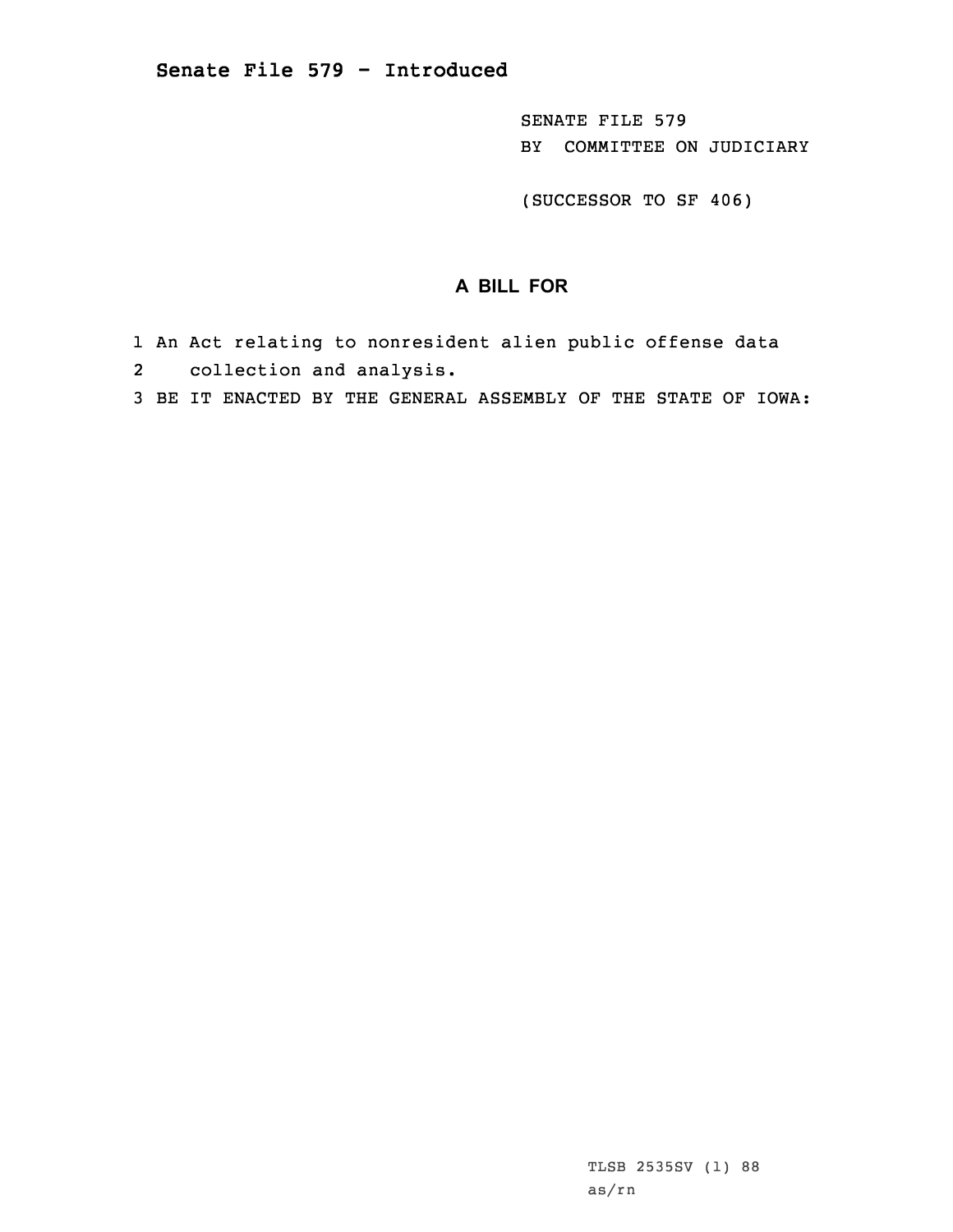## Senate File 579 - Introduced

SENATE FILE 579
BY COMMITTEE ON JUDICIARY

(SUCCESSOR TO SF 406)

### A BILL FOR

1 An Act relating to nonresident alien public offense data
2 collection and analysis.
3 BE IT ENACTED BY THE GENERAL ASSEMBLY OF THE STATE OF IOWA:

TLSB 2535SV (1) 88
as/rn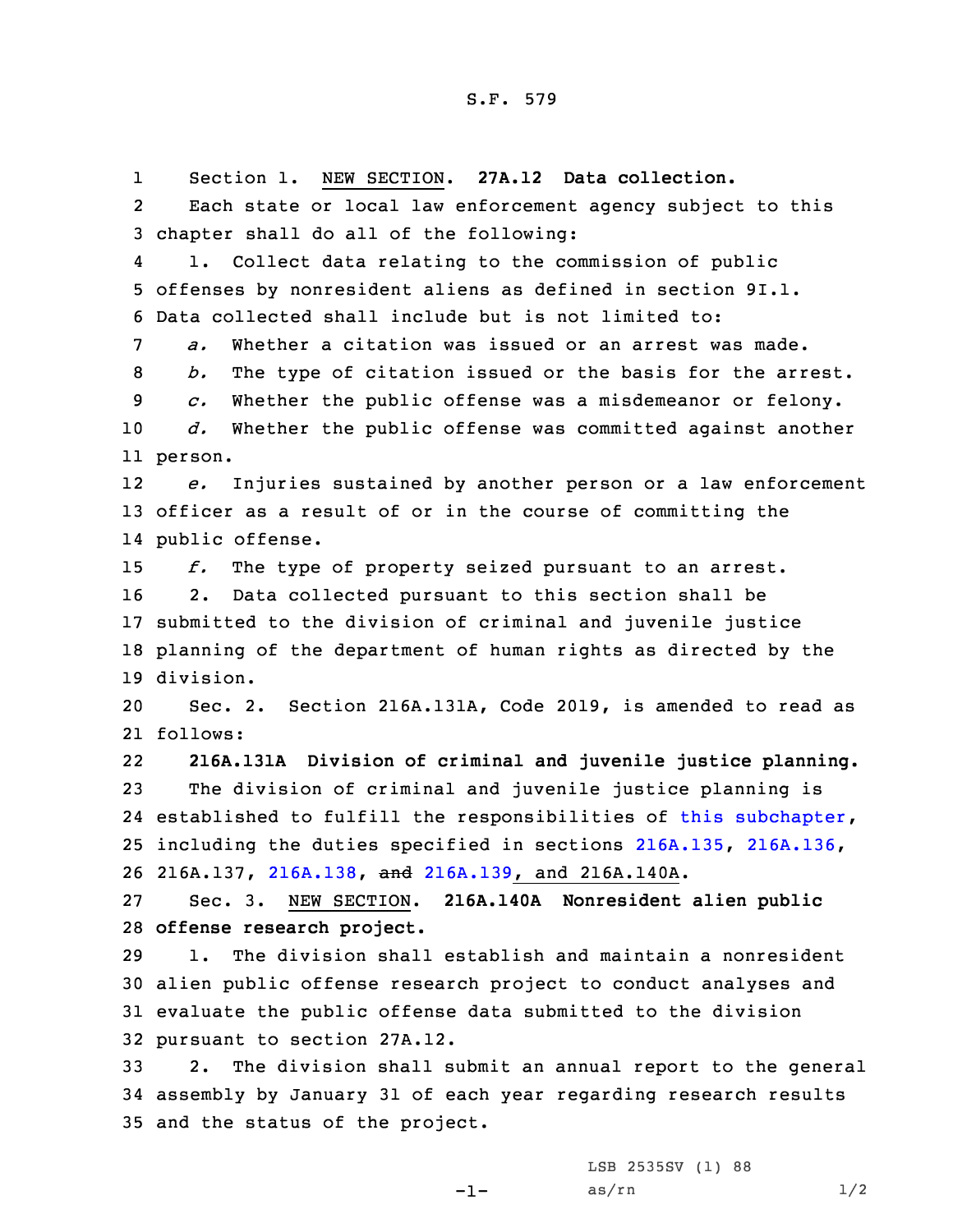Section 1. NEW SECTION. **27A.12 Data collection.**

Each state or local law enforcement agency subject to this chapter shall do all of the following:

1. Collect data relating to the commission of public offenses by nonresident aliens as defined in section 9I.1. Data collected shall include but is not limited to:

*a.* Whether a citation was issued or an arrest was made.

*b.* The type of citation issued or the basis for the arrest.

*c.* Whether the public offense was a misdemeanor or felony.

*d.* Whether the public offense was committed against another person.

*e.* Injuries sustained by another person or a law enforcement officer as a result of or in the course of committing the public offense.

*f.* The type of property seized pursuant to an arrest.

2. Data collected pursuant to this section shall be submitted to the division of criminal and juvenile justice planning of the department of human rights as directed by the division.

Sec. 2. Section 216A.131A, Code 2019, is amended to read as follows:

**216A.131A Division of criminal and juvenile justice planning.**

The division of criminal and juvenile justice planning is established to fulfill the responsibilities of this subchapter, including the duties specified in sections 216A.135, 216A.136, 216A.137, 216A.138, ~~and~~ 216A.139, and 216A.140A.

Sec. 3. NEW SECTION. **216A.140A Nonresident alien public offense research project.**

1. The division shall establish and maintain a nonresident alien public offense research project to conduct analyses and evaluate the public offense data submitted to the division pursuant to section 27A.12.

2. The division shall submit an annual report to the general assembly by January 31 of each year regarding research results and the status of the project.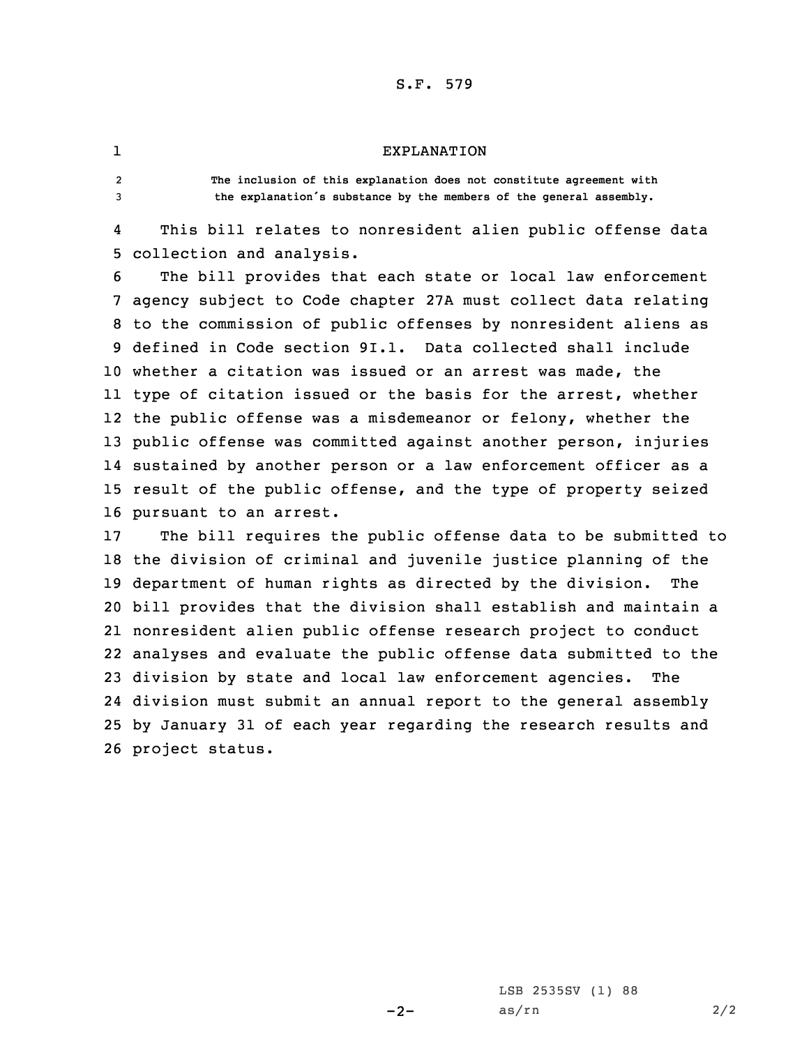# EXPLANATION

The inclusion of this explanation does not constitute agreement with the explanation's substance by the members of the general assembly.

This bill relates to nonresident alien public offense data collection and analysis.

The bill provides that each state or local law enforcement agency subject to Code chapter 27A must collect data relating to the commission of public offenses by nonresident aliens as defined in Code section 9I.1. Data collected shall include whether a citation was issued or an arrest was made, the type of citation issued or the basis for the arrest, whether the public offense was a misdemeanor or felony, whether the public offense was committed against another person, injuries sustained by another person or a law enforcement officer as a result of the public offense, and the type of property seized pursuant to an arrest.

The bill requires the public offense data to be submitted to the division of criminal and juvenile justice planning of the department of human rights as directed by the division. The bill provides that the division shall establish and maintain a nonresident alien public offense research project to conduct analyses and evaluate the public offense data submitted to the division by state and local law enforcement agencies. The division must submit an annual report to the general assembly by January 31 of each year regarding the research results and project status.

LSB 2535SV (1) 88
as/rn